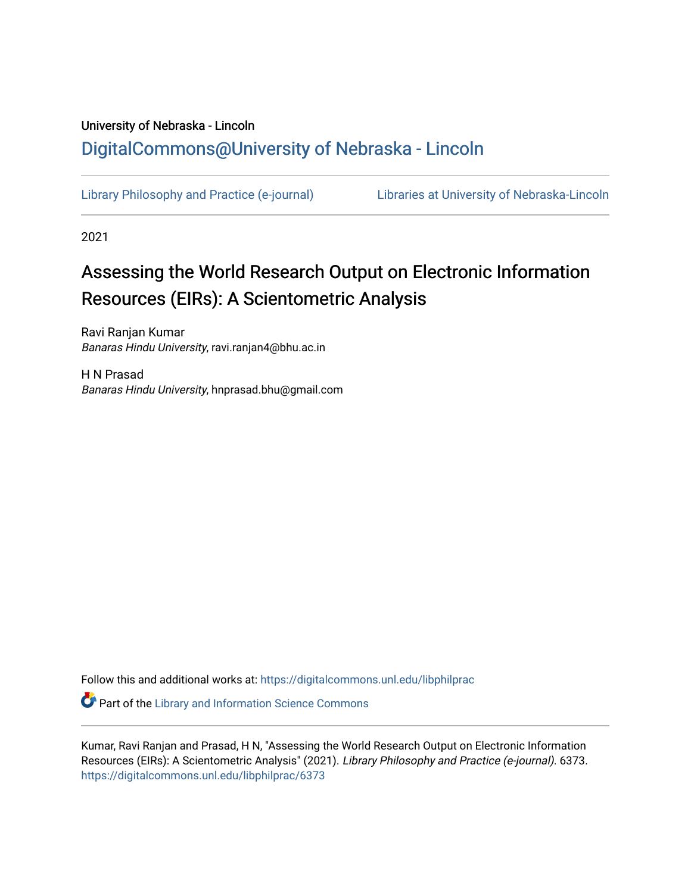University of Nebraska - Lincoln

DigitalCommons@University of Nebraska - Lincoln

Library Philosophy and Practice (e-journal) Libraries at University of Nebraska-Lincoln

2021

# Assessing the World Research Output on Electronic Information Resources (EIRs): A Scientometric Analysis

Ravi Ranjan Kumar
*Banaras Hindu University*, ravi.ranjan4@bhu.ac.in

H N Prasad
*Banaras Hindu University*, hnprasad.bhu@gmail.com

Follow this and additional works at: https://digitalcommons.unl.edu/libphilprac

Part of the Library and Information Science Commons

Kumar, Ravi Ranjan and Prasad, H N, "Assessing the World Research Output on Electronic Information Resources (EIRs): A Scientometric Analysis" (2021). *Library Philosophy and Practice (e-journal)*. 6373.
https://digitalcommons.unl.edu/libphilprac/6373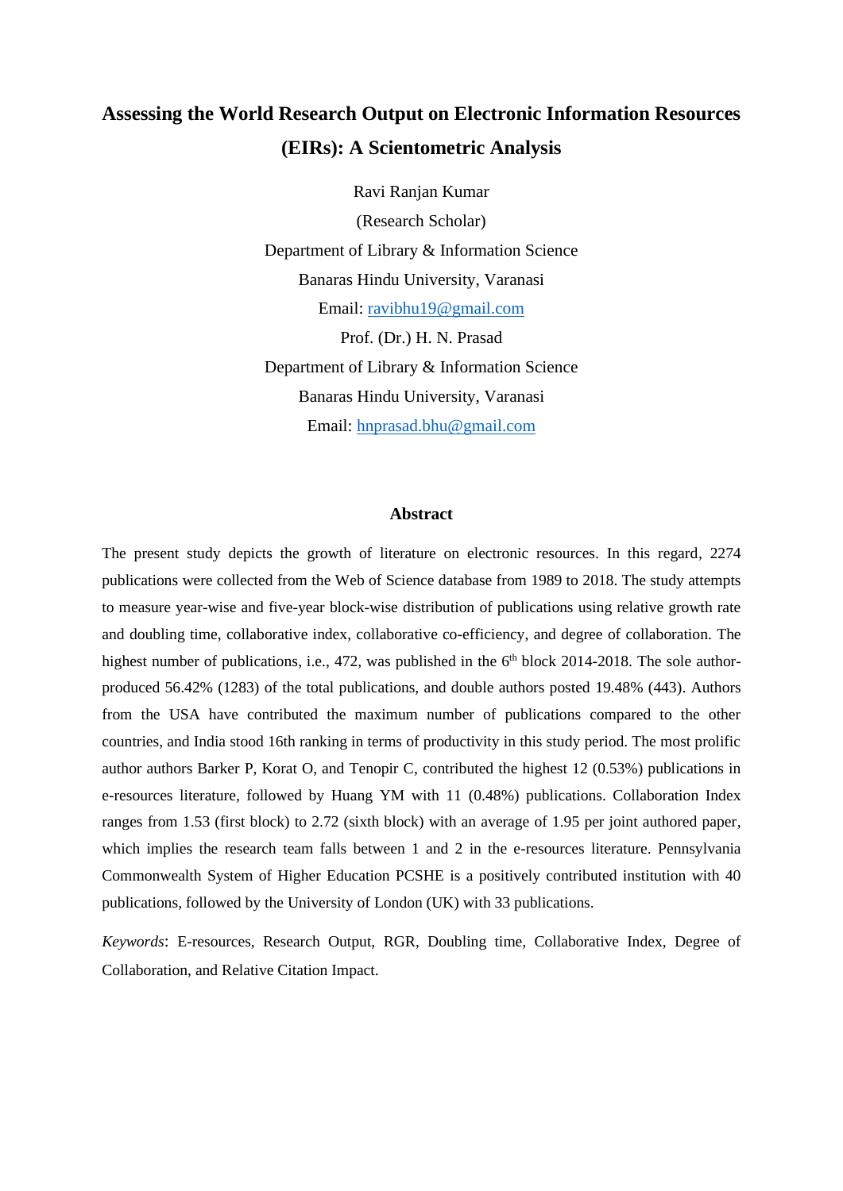# Assessing the World Research Output on Electronic Information Resources (EIRs): A Scientometric Analysis

Ravi Ranjan Kumar

(Research Scholar)

Department of Library & Information Science

Banaras Hindu University, Varanasi

Email: ravibhu19@gmail.com

Prof. (Dr.) H. N. Prasad

Department of Library & Information Science

Banaras Hindu University, Varanasi

Email: hnprasad.bhu@gmail.com

## Abstract

The present study depicts the growth of literature on electronic resources. In this regard, 2274 publications were collected from the Web of Science database from 1989 to 2018. The study attempts to measure year-wise and five-year block-wise distribution of publications using relative growth rate and doubling time, collaborative index, collaborative co-efficiency, and degree of collaboration. The highest number of publications, i.e., 472, was published in the 6th block 2014-2018. The sole author-produced 56.42% (1283) of the total publications, and double authors posted 19.48% (443). Authors from the USA have contributed the maximum number of publications compared to the other countries, and India stood 16th ranking in terms of productivity in this study period. The most prolific author authors Barker P, Korat O, and Tenopir C, contributed the highest 12 (0.53%) publications in e-resources literature, followed by Huang YM with 11 (0.48%) publications. Collaboration Index ranges from 1.53 (first block) to 2.72 (sixth block) with an average of 1.95 per joint authored paper, which implies the research team falls between 1 and 2 in the e-resources literature. Pennsylvania Commonwealth System of Higher Education PCSHE is a positively contributed institution with 40 publications, followed by the University of London (UK) with 33 publications.

*Keywords*: E-resources, Research Output, RGR, Doubling time, Collaborative Index, Degree of Collaboration, and Relative Citation Impact.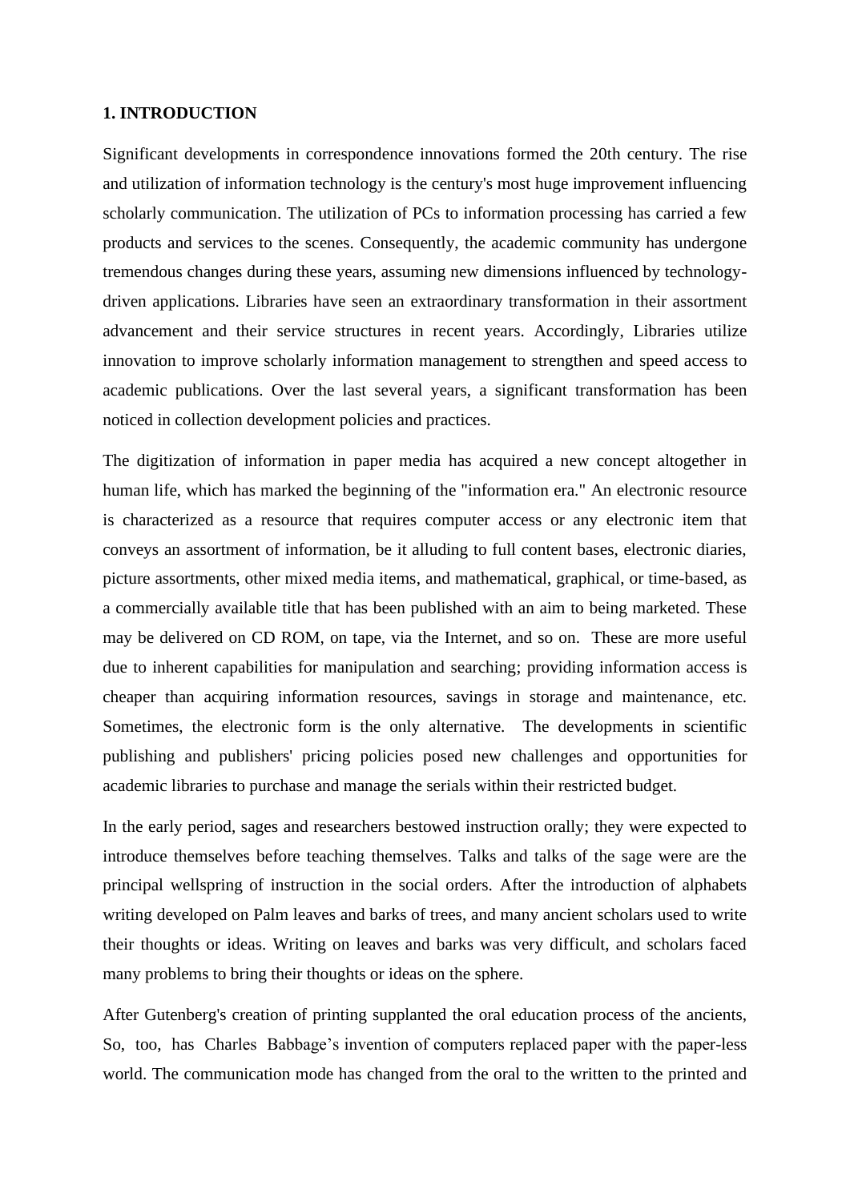**1. INTRODUCTION**

Significant developments in correspondence innovations formed the 20th century. The rise and utilization of information technology is the century's most huge improvement influencing scholarly communication. The utilization of PCs to information processing has carried a few products and services to the scenes. Consequently, the academic community has undergone tremendous changes during these years, assuming new dimensions influenced by technology-driven applications. Libraries have seen an extraordinary transformation in their assortment advancement and their service structures in recent years. Accordingly, Libraries utilize innovation to improve scholarly information management to strengthen and speed access to academic publications. Over the last several years, a significant transformation has been noticed in collection development policies and practices.

The digitization of information in paper media has acquired a new concept altogether in human life, which has marked the beginning of the "information era." An electronic resource is characterized as a resource that requires computer access or any electronic item that conveys an assortment of information, be it alluding to full content bases, electronic diaries, picture assortments, other mixed media items, and mathematical, graphical, or time-based, as a commercially available title that has been published with an aim to being marketed. These may be delivered on CD ROM, on tape, via the Internet, and so on. These are more useful due to inherent capabilities for manipulation and searching; providing information access is cheaper than acquiring information resources, savings in storage and maintenance, etc. Sometimes, the electronic form is the only alternative. The developments in scientific publishing and publishers' pricing policies posed new challenges and opportunities for academic libraries to purchase and manage the serials within their restricted budget.

In the early period, sages and researchers bestowed instruction orally; they were expected to introduce themselves before teaching themselves. Talks and talks of the sage were are the principal wellspring of instruction in the social orders. After the introduction of alphabets writing developed on Palm leaves and barks of trees, and many ancient scholars used to write their thoughts or ideas. Writing on leaves and barks was very difficult, and scholars faced many problems to bring their thoughts or ideas on the sphere.

After Gutenberg's creation of printing supplanted the oral education process of the ancients, So, too, has Charles Babbage's invention of computers replaced paper with the paper-less world. The communication mode has changed from the oral to the written to the printed and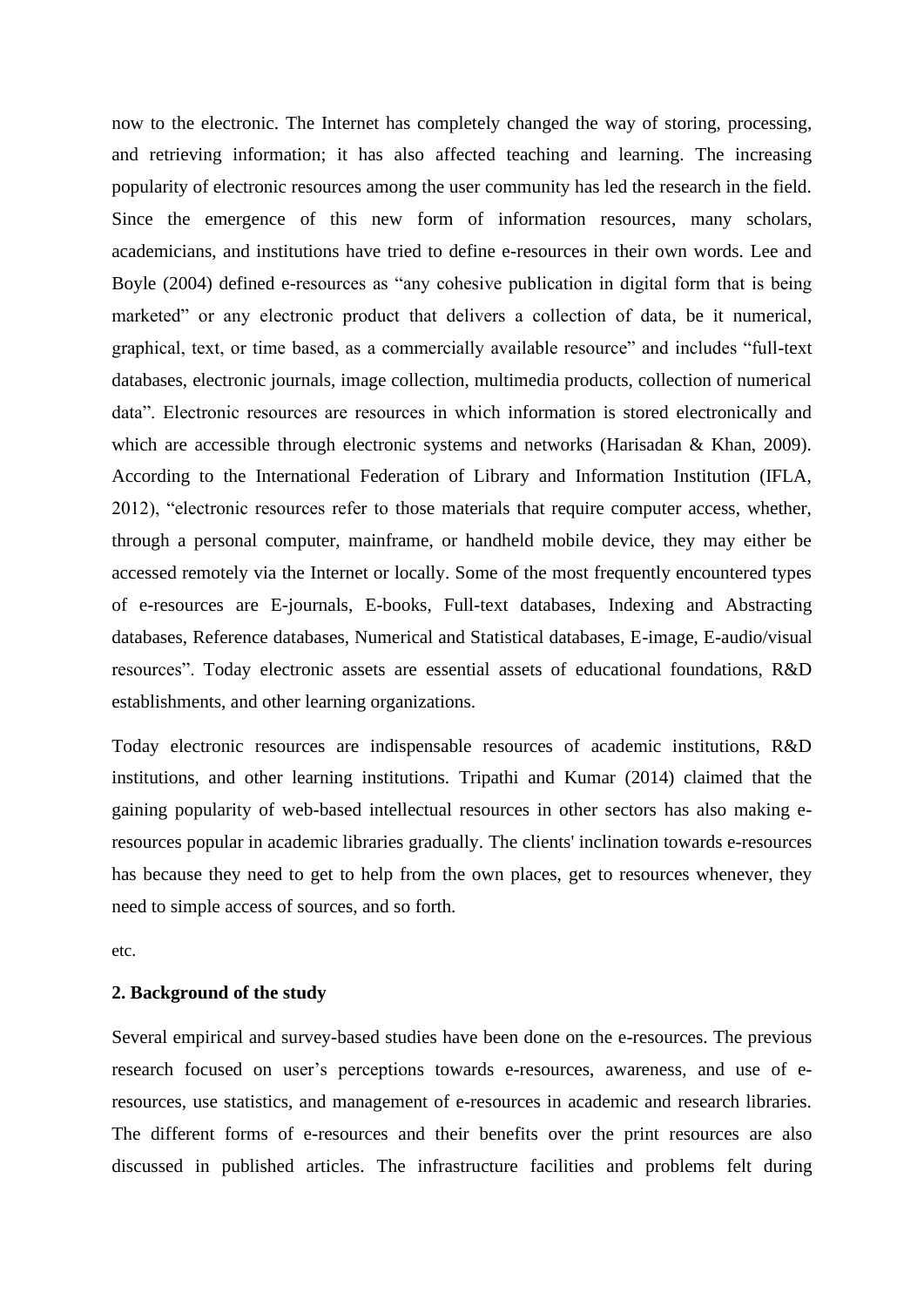now to the electronic. The Internet has completely changed the way of storing, processing, and retrieving information; it has also affected teaching and learning. The increasing popularity of electronic resources among the user community has led the research in the field. Since the emergence of this new form of information resources, many scholars, academicians, and institutions have tried to define e-resources in their own words. Lee and Boyle (2004) defined e-resources as "any cohesive publication in digital form that is being marketed" or any electronic product that delivers a collection of data, be it numerical, graphical, text, or time based, as a commercially available resource" and includes "full-text databases, electronic journals, image collection, multimedia products, collection of numerical data". Electronic resources are resources in which information is stored electronically and which are accessible through electronic systems and networks (Harisadan & Khan, 2009). According to the International Federation of Library and Information Institution (IFLA, 2012), "electronic resources refer to those materials that require computer access, whether, through a personal computer, mainframe, or handheld mobile device, they may either be accessed remotely via the Internet or locally. Some of the most frequently encountered types of e-resources are E-journals, E-books, Full-text databases, Indexing and Abstracting databases, Reference databases, Numerical and Statistical databases, E-image, E-audio/visual resources". Today electronic assets are essential assets of educational foundations, R&D establishments, and other learning organizations.

Today electronic resources are indispensable resources of academic institutions, R&D institutions, and other learning institutions. Tripathi and Kumar (2014) claimed that the gaining popularity of web-based intellectual resources in other sectors has also making e-resources popular in academic libraries gradually. The clients' inclination towards e-resources has because they need to get to help from the own places, get to resources whenever, they need to simple access of sources, and so forth.

etc.

## 2. Background of the study

Several empirical and survey-based studies have been done on the e-resources. The previous research focused on user's perceptions towards e-resources, awareness, and use of e-resources, use statistics, and management of e-resources in academic and research libraries. The different forms of e-resources and their benefits over the print resources are also discussed in published articles. The infrastructure facilities and problems felt during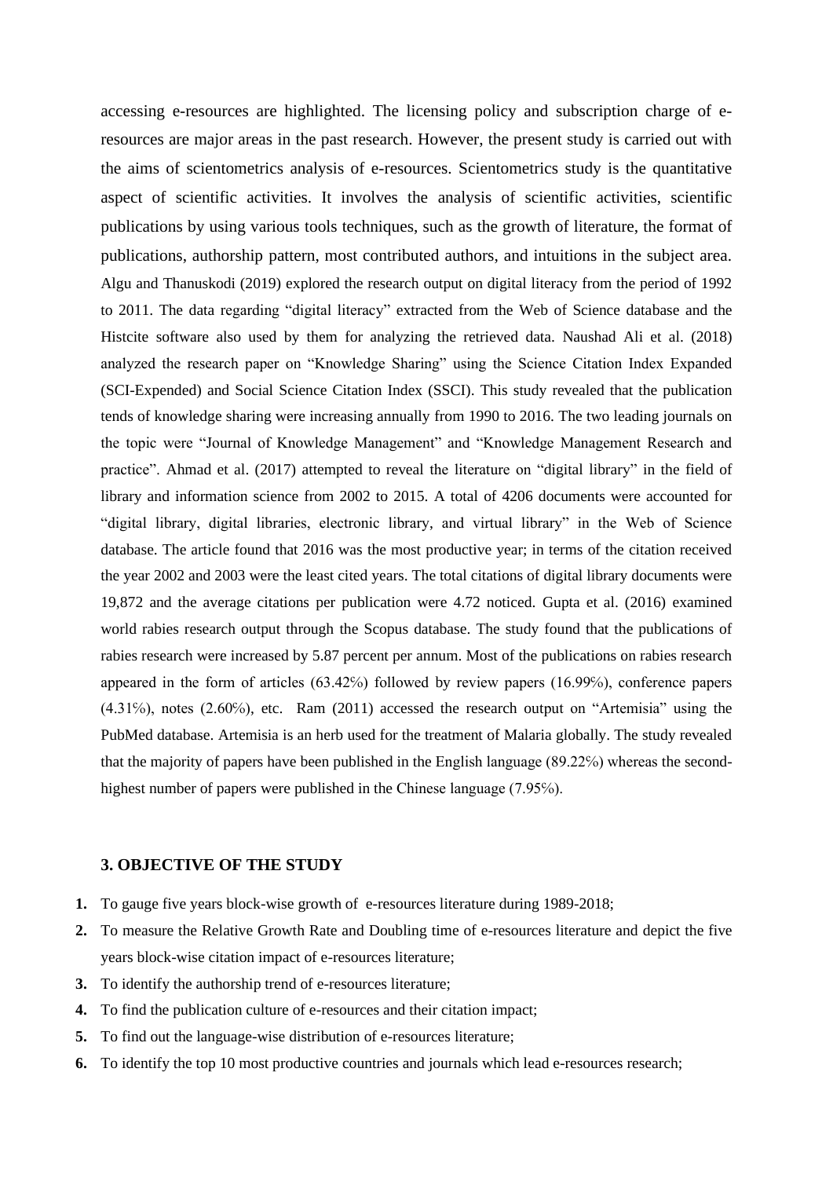accessing e-resources are highlighted. The licensing policy and subscription charge of e-resources are major areas in the past research. However, the present study is carried out with the aims of scientometrics analysis of e-resources. Scientometrics study is the quantitative aspect of scientific activities. It involves the analysis of scientific activities, scientific publications by using various tools techniques, such as the growth of literature, the format of publications, authorship pattern, most contributed authors, and intuitions in the subject area. Algu and Thanuskodi (2019) explored the research output on digital literacy from the period of 1992 to 2011. The data regarding "digital literacy" extracted from the Web of Science database and the Histcite software also used by them for analyzing the retrieved data. Naushad Ali et al. (2018) analyzed the research paper on "Knowledge Sharing" using the Science Citation Index Expanded (SCI-Expended) and Social Science Citation Index (SSCI). This study revealed that the publication tends of knowledge sharing were increasing annually from 1990 to 2016. The two leading journals on the topic were "Journal of Knowledge Management" and "Knowledge Management Research and practice". Ahmad et al. (2017) attempted to reveal the literature on "digital library" in the field of library and information science from 2002 to 2015. A total of 4206 documents were accounted for "digital library, digital libraries, electronic library, and virtual library" in the Web of Science database. The article found that 2016 was the most productive year; in terms of the citation received the year 2002 and 2003 were the least cited years. The total citations of digital library documents were 19,872 and the average citations per publication were 4.72 noticed. Gupta et al. (2016) examined world rabies research output through the Scopus database. The study found that the publications of rabies research were increased by 5.87 percent per annum. Most of the publications on rabies research appeared in the form of articles (63.42%) followed by review papers (16.99%), conference papers (4.31%), notes (2.60%), etc. Ram (2011) accessed the research output on "Artemisia" using the PubMed database. Artemisia is an herb used for the treatment of Malaria globally. The study revealed that the majority of papers have been published in the English language (89.22%) whereas the second-highest number of papers were published in the Chinese language (7.95%).

## 3. OBJECTIVE OF THE STUDY

1. To gauge five years block-wise growth of e-resources literature during 1989-2018;
2. To measure the Relative Growth Rate and Doubling time of e-resources literature and depict the five years block-wise citation impact of e-resources literature;
3. To identify the authorship trend of e-resources literature;
4. To find the publication culture of e-resources and their citation impact;
5. To find out the language-wise distribution of e-resources literature;
6. To identify the top 10 most productive countries and journals which lead e-resources research;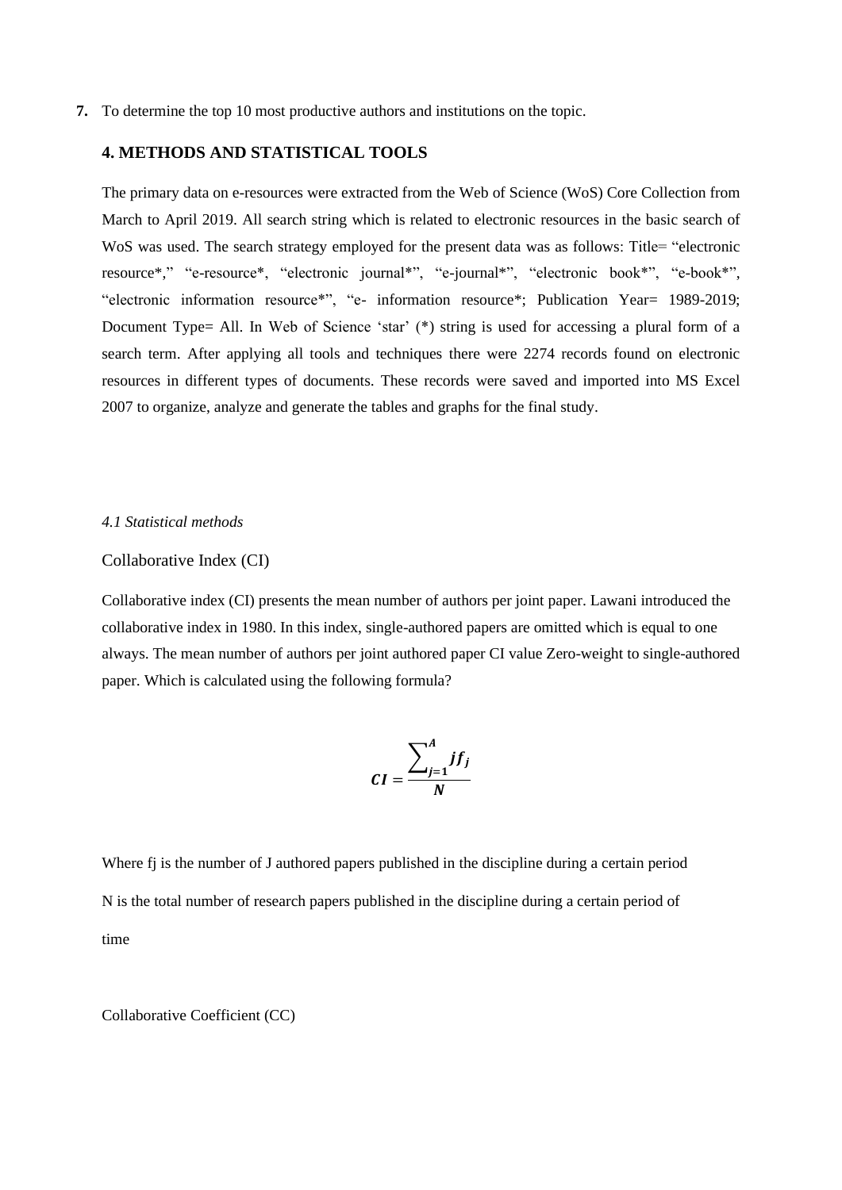7. To determine the top 10 most productive authors and institutions on the topic.

## 4. METHODS AND STATISTICAL TOOLS

The primary data on e-resources were extracted from the Web of Science (WoS) Core Collection from March to April 2019. All search string which is related to electronic resources in the basic search of WoS was used. The search strategy employed for the present data was as follows: Title= "electronic resource*," "e-resource*, "electronic journal*", "e-journal*", "electronic book*", "e-book*", "electronic information resource*", "e- information resource*; Publication Year= 1989-2019; Document Type= All. In Web of Science 'star' (*) string is used for accessing a plural form of a search term. After applying all tools and techniques there were 2274 records found on electronic resources in different types of documents. These records were saved and imported into MS Excel 2007 to organize, analyze and generate the tables and graphs for the final study.

### *4.1 Statistical methods*

Collaborative Index (CI)

Collaborative index (CI) presents the mean number of authors per joint paper. Lawani introduced the collaborative index in 1980. In this index, single-authored papers are omitted which is equal to one always. The mean number of authors per joint authored paper CI value Zero-weight to single-authored paper. Which is calculated using the following formula?

$$\boldsymbol{CI} = \frac{\sum_{j=1}^{A} jf_j}{N}$$

Where fj is the number of J authored papers published in the discipline during a certain period

N is the total number of research papers published in the discipline during a certain period of time

Collaborative Coefficient (CC)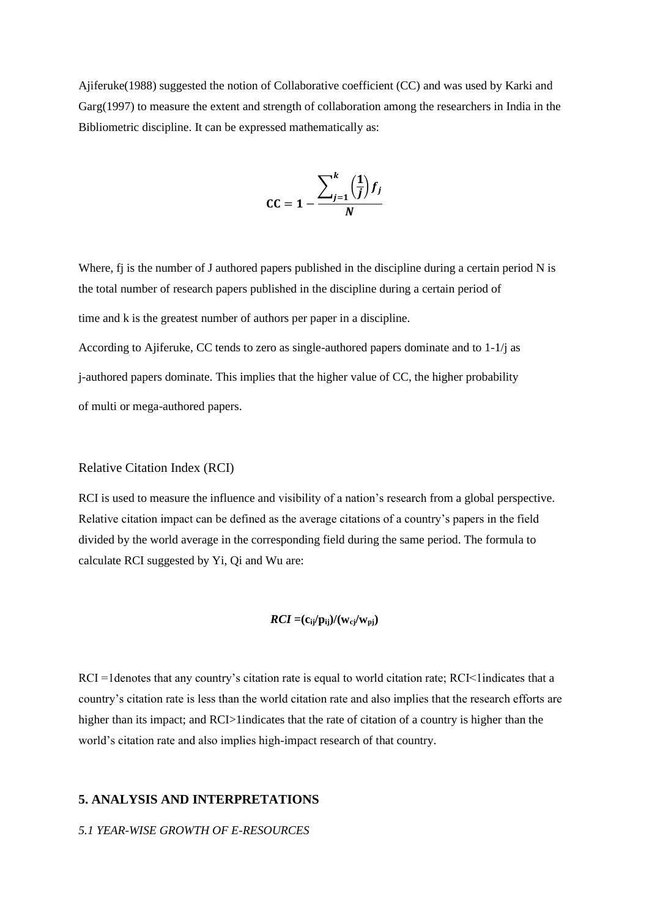Ajiferuke(1988) suggested the notion of Collaborative coefficient (CC) and was used by Karki and Garg(1997) to measure the extent and strength of collaboration among the researchers in India in the Bibliometric discipline. It can be expressed mathematically as:

$$\mathbf{CC} = \mathbf{1} - \frac{\sum_{j=1}^{k} \left(\frac{1}{j}\right) f_j}{N}$$

Where, fj is the number of J authored papers published in the discipline during a certain period N is the total number of research papers published in the discipline during a certain period of

time and k is the greatest number of authors per paper in a discipline.

According to Ajiferuke, CC tends to zero as single-authored papers dominate and to 1-1/j as

j-authored papers dominate. This implies that the higher value of CC, the higher probability

of multi or mega-authored papers.

Relative Citation Index (RCI)

RCI is used to measure the influence and visibility of a nation's research from a global perspective. Relative citation impact can be defined as the average citations of a country's papers in the field divided by the world average in the corresponding field during the same period. The formula to calculate RCI suggested by Yi, Qi and Wu are:

$$RCI = (c_{ij}/p_{ij})/(w_{cj}/w_{pj})$$

RCI =1denotes that any country's citation rate is equal to world citation rate; RCI<1indicates that a country's citation rate is less than the world citation rate and also implies that the research efforts are higher than its impact; and RCI>1indicates that the rate of citation of a country is higher than the world's citation rate and also implies high-impact research of that country.

## 5. ANALYSIS AND INTERPRETATIONS

### *5.1 YEAR-WISE GROWTH OF E-RESOURCES*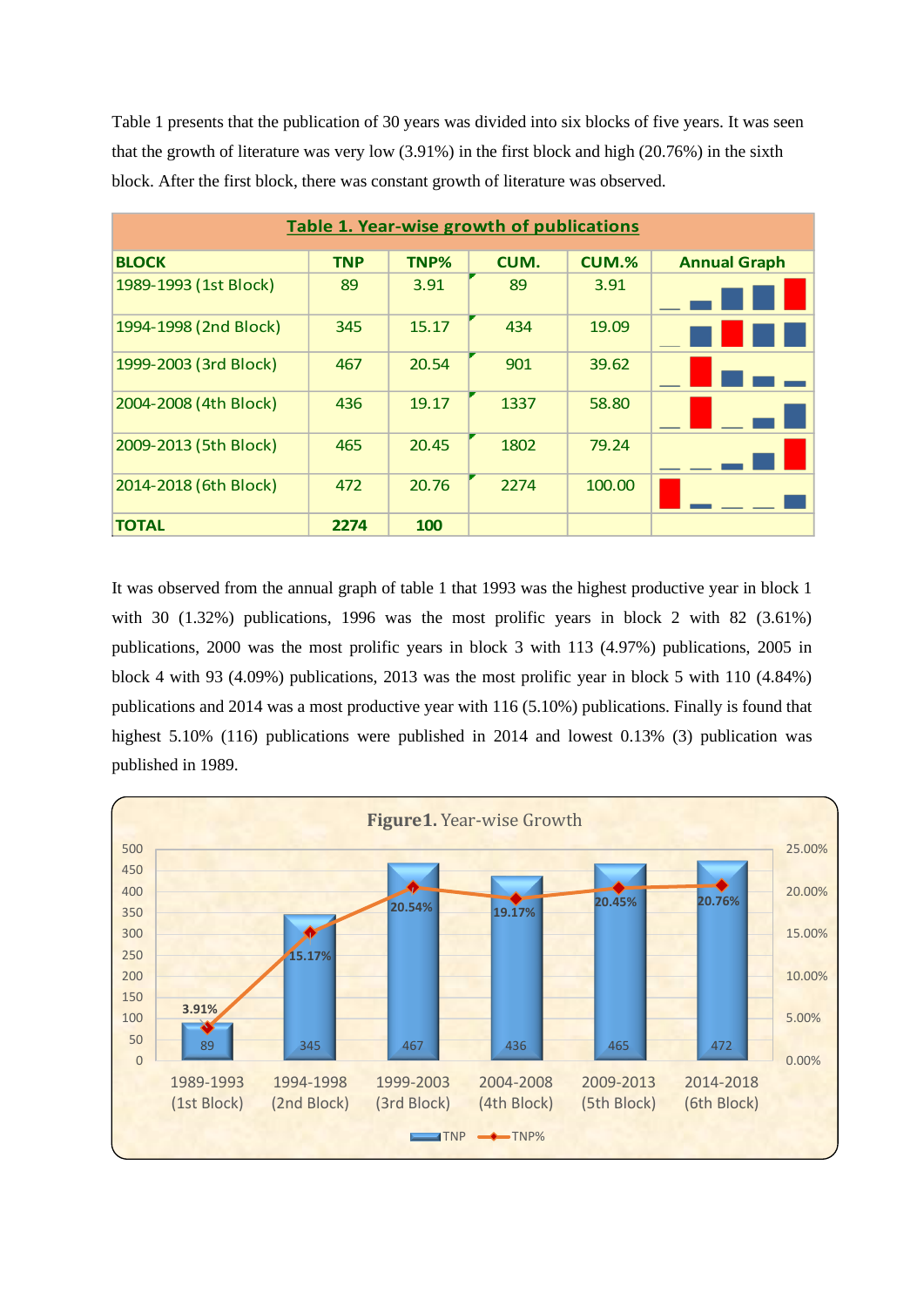Table 1 presents that the publication of 30 years was divided into six blocks of five years. It was seen that the growth of literature was very low (3.91%) in the first block and high (20.76%) in the sixth block. After the first block, there was constant growth of literature was observed.

**Table 1. Year-wise growth of publications**

| BLOCK | TNP | TNP% | CUM. | CUM.% | Annual Graph |
|---|---|---|---|---|---|
| 1989-1993 (1st Block) | 89 | 3.91 | 89 | 3.91 | |
| 1994-1998 (2nd Block) | 345 | 15.17 | 434 | 19.09 | |
| 1999-2003 (3rd Block) | 467 | 20.54 | 901 | 39.62 | |
| 2004-2008 (4th Block) | 436 | 19.17 | 1337 | 58.80 | |
| 2009-2013 (5th Block) | 465 | 20.45 | 1802 | 79.24 | |
| 2014-2018 (6th Block) | 472 | 20.76 | 2274 | 100.00 | |
| **TOTAL** | **2274** | **100** | | | |

It was observed from the annual graph of table 1 that 1993 was the highest productive year in block 1 with 30 (1.32%) publications, 1996 was the most prolific years in block 2 with 82 (3.61%) publications, 2000 was the most prolific years in block 3 with 113 (4.97%) publications, 2005 in block 4 with 93 (4.09%) publications, 2013 was the most prolific year in block 5 with 110 (4.84%) publications and 2014 was a most productive year with 116 (5.10%) publications. Finally is found that highest 5.10% (116) publications were published in 2014 and lowest 0.13% (3) publication was published in 1989.

**Figure1.** Year-wise Growth

| Block | TNP | TNP% |
|---|---|---|
| 1989-1993 (1st Block) | 89 | 3.91% |
| 1994-1998 (2nd Block) | 345 | 15.17% |
| 1999-2003 (3rd Block) | 467 | 20.54% |
| 2004-2008 (4th Block) | 436 | 19.17% |
| 2009-2013 (5th Block) | 465 | 20.45% |
| 2014-2018 (6th Block) | 472 | 20.76% |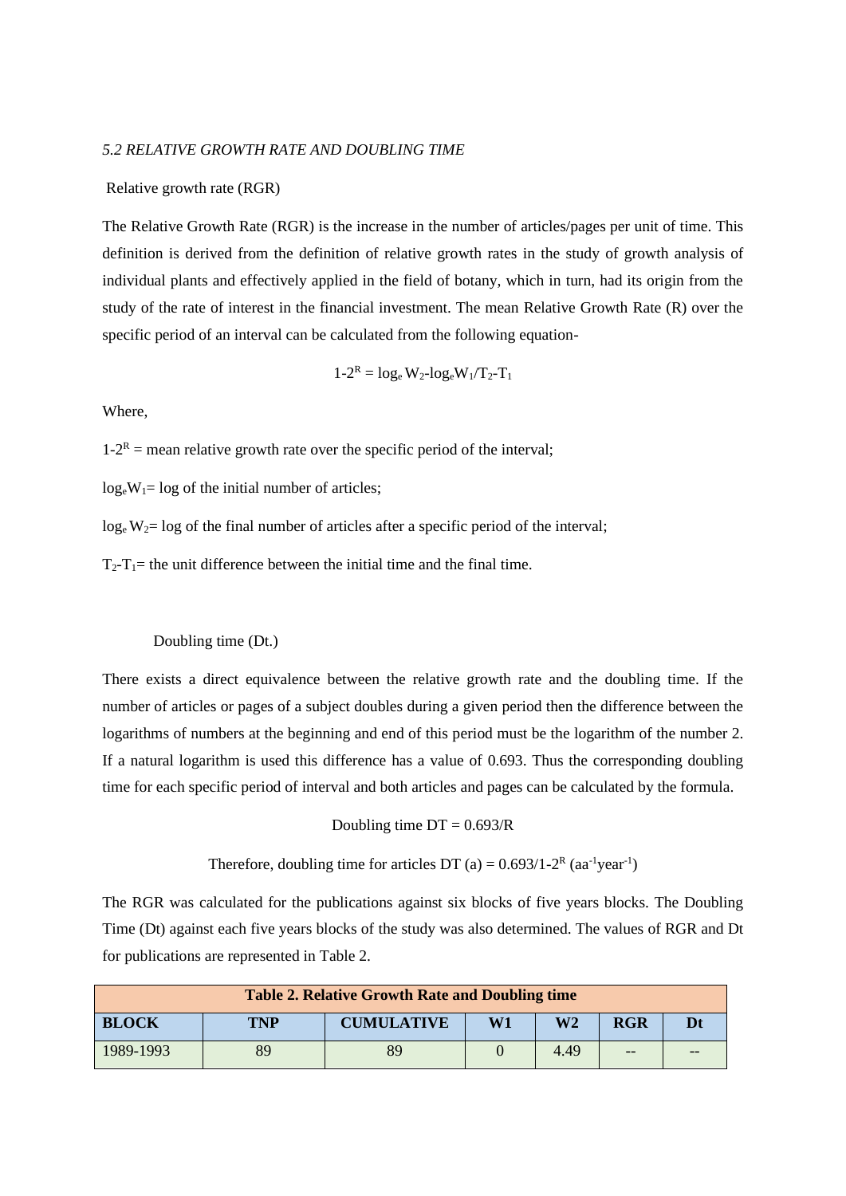*5.2 RELATIVE GROWTH RATE AND DOUBLING TIME*

Relative growth rate (RGR)

The Relative Growth Rate (RGR) is the increase in the number of articles/pages per unit of time. This definition is derived from the definition of relative growth rates in the study of growth analysis of individual plants and effectively applied in the field of botany, which in turn, had its origin from the study of the rate of interest in the financial investment. The mean Relative Growth Rate (R) over the specific period of an interval can be calculated from the following equation-

$$1\text{-}2^R = \log_e W_2 - \log_e W_1 / T_2 - T_1$$

Where,

$1\text{-}2^R$ = mean relative growth rate over the specific period of the interval;

$\log_e W_1$= log of the initial number of articles;

$\log_e W_2$= log of the final number of articles after a specific period of the interval;

$T_2$-$T_1$= the unit difference between the initial time and the final time.

Doubling time (Dt.)

There exists a direct equivalence between the relative growth rate and the doubling time. If the number of articles or pages of a subject doubles during a given period then the difference between the logarithms of numbers at the beginning and end of this period must be the logarithm of the number 2. If a natural logarithm is used this difference has a value of 0.693. Thus the corresponding doubling time for each specific period of interval and both articles and pages can be calculated by the formula.

$$\text{Doubling time DT} = 0.693/R$$

$$\text{Therefore, doubling time for articles DT (a)} = 0.693/1\text{-}2^R \ (aa^{-1}year^{-1})$$

The RGR was calculated for the publications against six blocks of five years blocks. The Doubling Time (Dt) against each five years blocks of the study was also determined. The values of RGR and Dt for publications are represented in Table 2.

**Table 2. Relative Growth Rate and Doubling time**

| BLOCK | TNP | CUMULATIVE | W1 | W2 | RGR | Dt |
|---|---|---|---|---|---|---|
| 1989-1993 | 89 | 89 | 0 | 4.49 | -- | -- |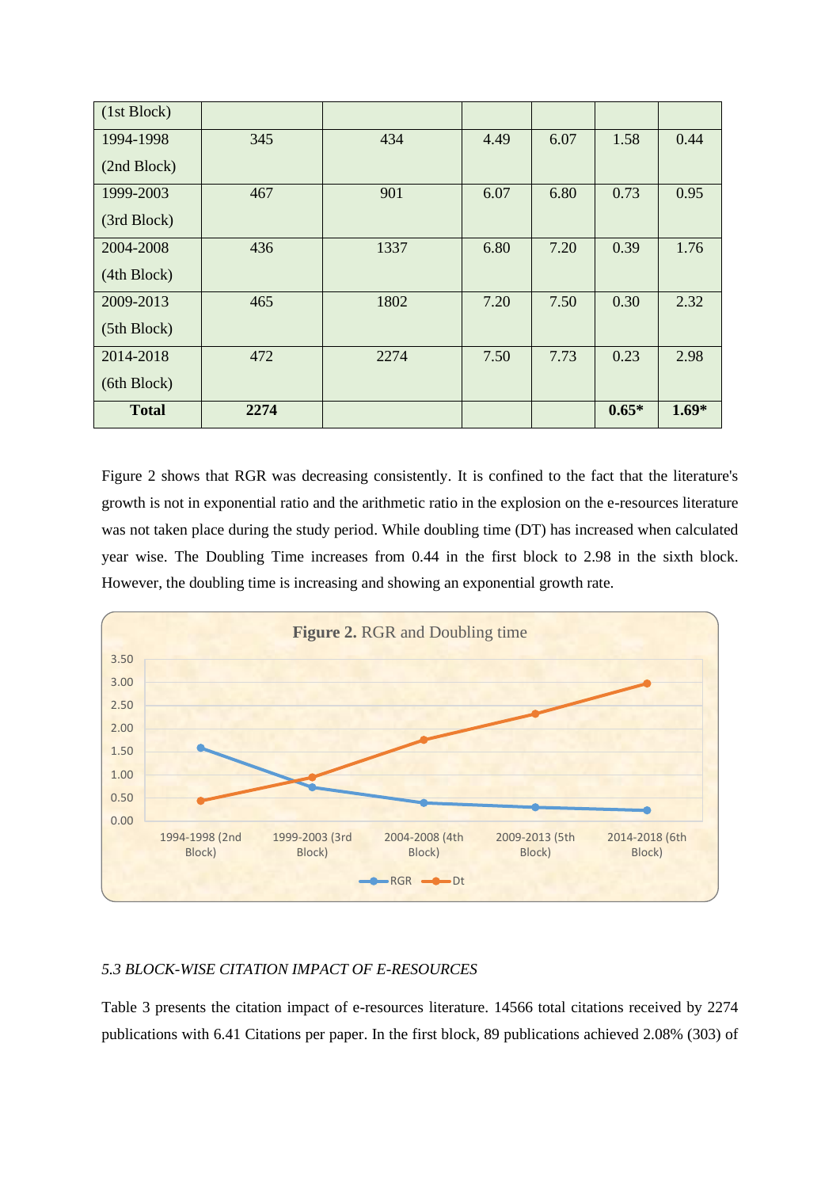| (1st Block) | | | | | | |
|---|---|---|---|---|---|---|
| 1994-1998 (2nd Block) | 345 | 434 | 4.49 | 6.07 | 1.58 | 0.44 |
| 1999-2003 (3rd Block) | 467 | 901 | 6.07 | 6.80 | 0.73 | 0.95 |
| 2004-2008 (4th Block) | 436 | 1337 | 6.80 | 7.20 | 0.39 | 1.76 |
| 2009-2013 (5th Block) | 465 | 1802 | 7.20 | 7.50 | 0.30 | 2.32 |
| 2014-2018 (6th Block) | 472 | 2274 | 7.50 | 7.73 | 0.23 | 2.98 |
| **Total** | **2274** | | | | **0.65*** | **1.69*** |

Figure 2 shows that RGR was decreasing consistently. It is confined to the fact that the literature's growth is not in exponential ratio and the arithmetic ratio in the explosion on the e-resources literature was not taken place during the study period. While doubling time (DT) has increased when calculated year wise. The Doubling Time increases from 0.44 in the first block to 2.98 in the sixth block. However, the doubling time is increasing and showing an exponential growth rate.

**Figure 2.** RGR and Doubling time

*5.3 BLOCK-WISE CITATION IMPACT OF E-RESOURCES*

Table 3 presents the citation impact of e-resources literature. 14566 total citations received by 2274 publications with 6.41 Citations per paper. In the first block, 89 publications achieved 2.08% (303) of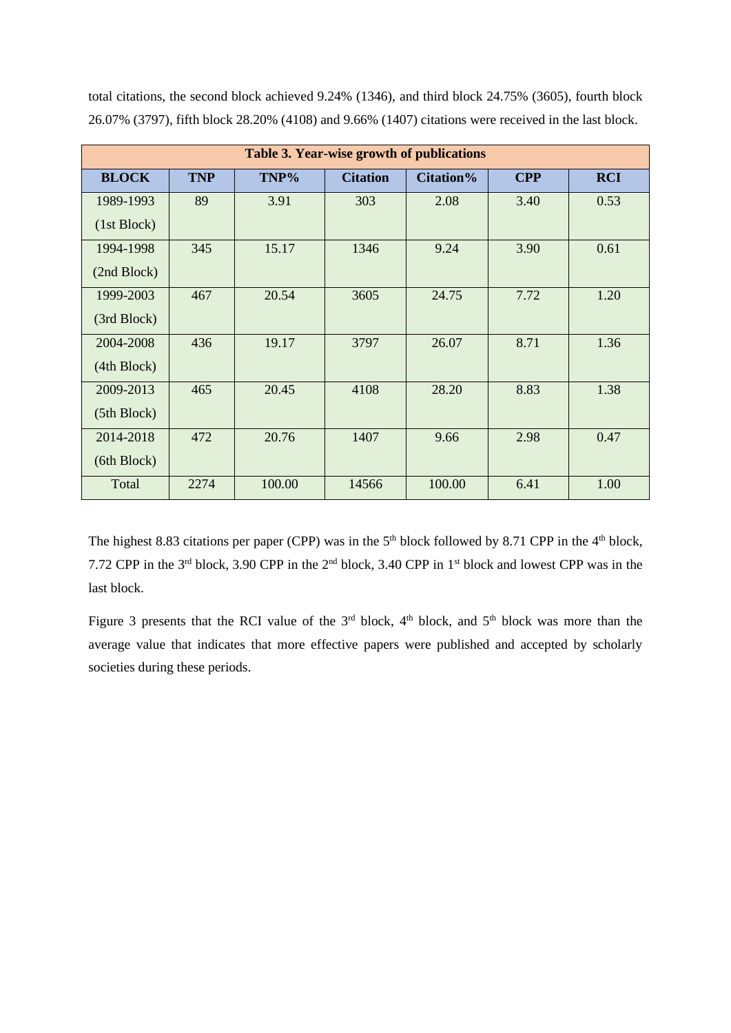total citations, the second block achieved 9.24% (1346), and third block 24.75% (3605), fourth block 26.07% (3797), fifth block 28.20% (4108) and 9.66% (1407) citations were received in the last block.

**Table 3. Year-wise growth of publications**

| BLOCK | TNP | TNP% | Citation | Citation% | CPP | RCI |
|---|---|---|---|---|---|---|
| 1989-1993 (1st Block) | 89 | 3.91 | 303 | 2.08 | 3.40 | 0.53 |
| 1994-1998 (2nd Block) | 345 | 15.17 | 1346 | 9.24 | 3.90 | 0.61 |
| 1999-2003 (3rd Block) | 467 | 20.54 | 3605 | 24.75 | 7.72 | 1.20 |
| 2004-2008 (4th Block) | 436 | 19.17 | 3797 | 26.07 | 8.71 | 1.36 |
| 2009-2013 (5th Block) | 465 | 20.45 | 4108 | 28.20 | 8.83 | 1.38 |
| 2014-2018 (6th Block) | 472 | 20.76 | 1407 | 9.66 | 2.98 | 0.47 |
| Total | 2274 | 100.00 | 14566 | 100.00 | 6.41 | 1.00 |

The highest 8.83 citations per paper (CPP) was in the 5th block followed by 8.71 CPP in the 4th block, 7.72 CPP in the 3rd block, 3.90 CPP in the 2nd block, 3.40 CPP in 1st block and lowest CPP was in the last block.

Figure 3 presents that the RCI value of the 3rd block, 4th block, and 5th block was more than the average value that indicates that more effective papers were published and accepted by scholarly societies during these periods.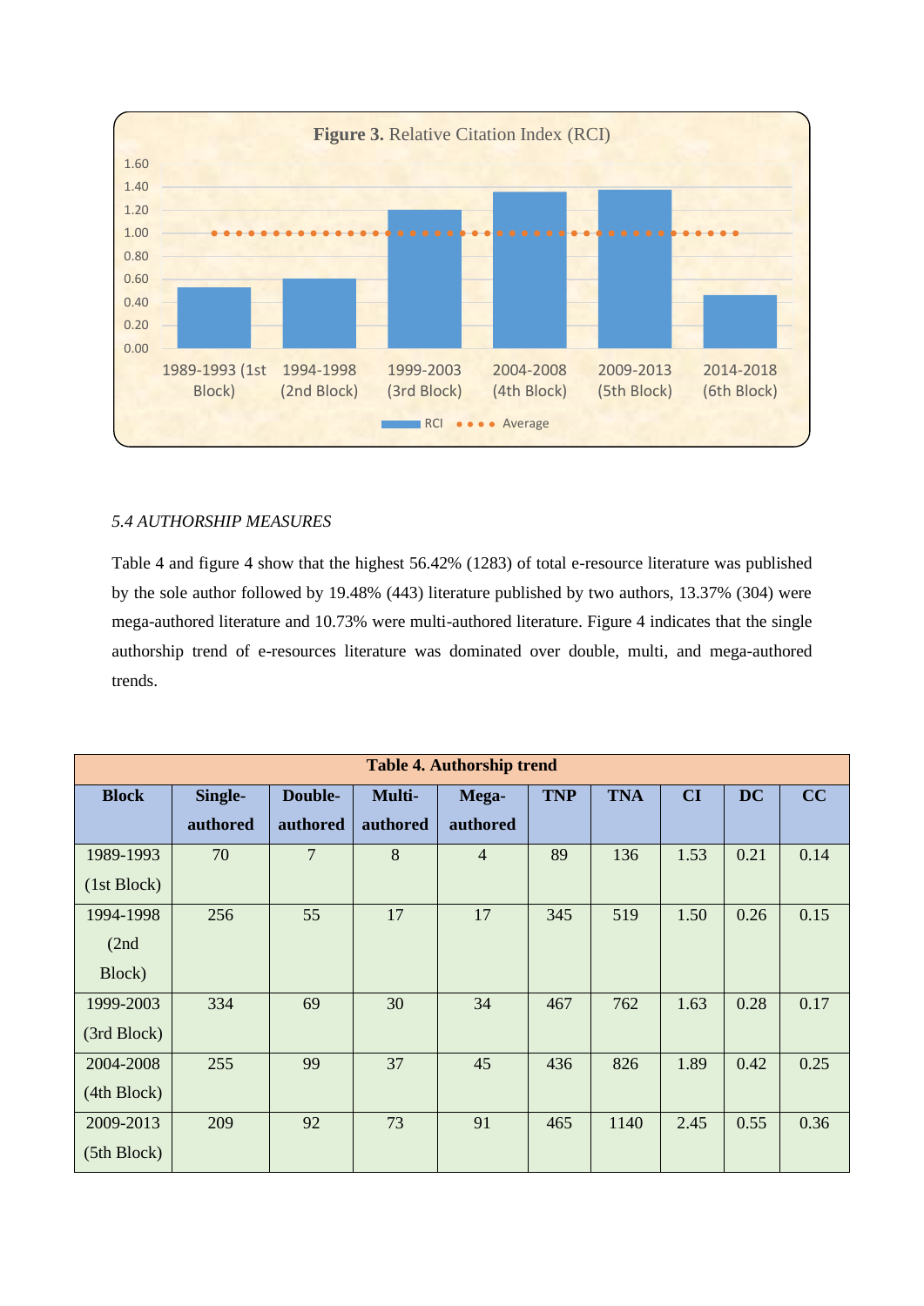**Figure 3.** Relative Citation Index (RCI)

### *5.4 AUTHORSHIP MEASURES*

Table 4 and figure 4 show that the highest 56.42% (1283) of total e-resource literature was published by the sole author followed by 19.48% (443) literature published by two authors, 13.37% (304) were mega-authored literature and 10.73% were multi-authored literature. Figure 4 indicates that the single authorship trend of e-resources literature was dominated over double, multi, and mega-authored trends.

**Table 4. Authorship trend**

| Block | Single-authored | Double-authored | Multi-authored | Mega-authored | TNP | TNA | CI | DC | CC |
|---|---|---|---|---|---|---|---|---|---|
| 1989-1993 (1st Block) | 70 | 7 | 8 | 4 | 89 | 136 | 1.53 | 0.21 | 0.14 |
| 1994-1998 (2nd Block) | 256 | 55 | 17 | 17 | 345 | 519 | 1.50 | 0.26 | 0.15 |
| 1999-2003 (3rd Block) | 334 | 69 | 30 | 34 | 467 | 762 | 1.63 | 0.28 | 0.17 |
| 2004-2008 (4th Block) | 255 | 99 | 37 | 45 | 436 | 826 | 1.89 | 0.42 | 0.25 |
| 2009-2013 (5th Block) | 209 | 92 | 73 | 91 | 465 | 1140 | 2.45 | 0.55 | 0.36 |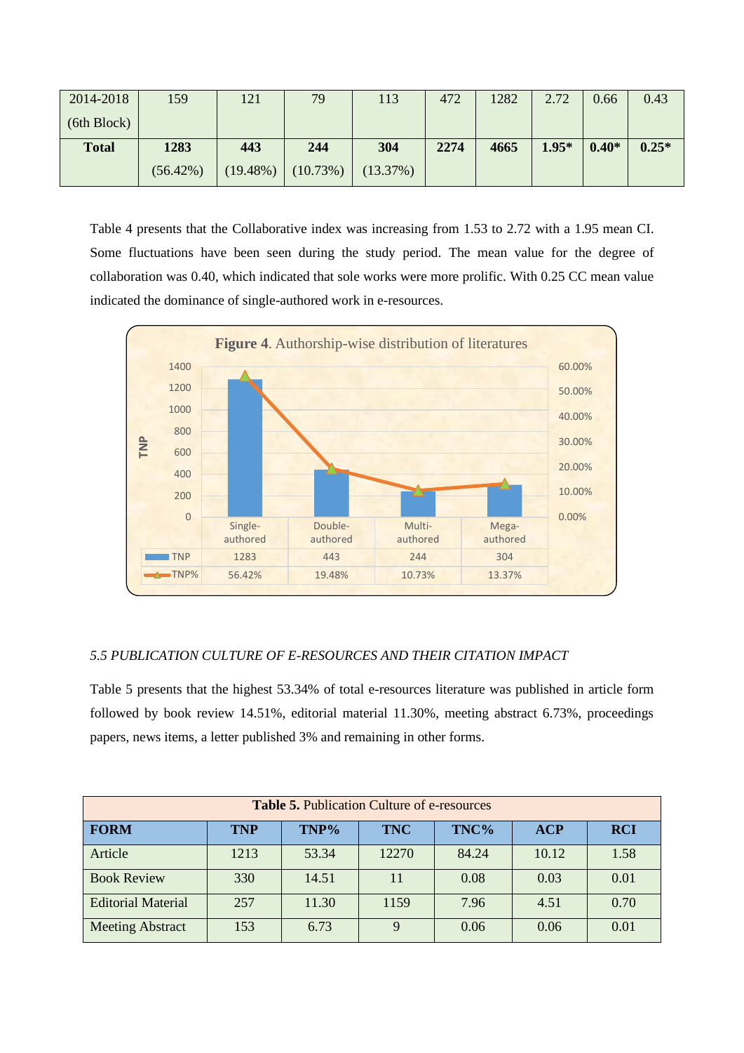| 2014-2018 (6th Block) | 159 | 121 | 79 | 113 | 472 | 1282 | 2.72 | 0.66 | 0.43 |
|---|---|---|---|---|---|---|---|---|---|
| **Total** | **1283** (56.42%) | **443** (19.48%) | **244** (10.73%) | **304** (13.37%) | **2274** | **4665** | **1.95*** | **0.40*** | **0.25*** |

Table 4 presents that the Collaborative index was increasing from 1.53 to 2.72 with a 1.95 mean CI. Some fluctuations have been seen during the study period. The mean value for the degree of collaboration was 0.40, which indicated that sole works were more prolific. With 0.25 CC mean value indicated the dominance of single-authored work in e-resources.

**Figure 4**. Authorship-wise distribution of literatures

|  | Single-authored | Double-authored | Multi-authored | Mega-authored |
|---|---|---|---|---|
| TNP | 1283 | 443 | 244 | 304 |
| TNP% | 56.42% | 19.48% | 10.73% | 13.37% |

*5.5 PUBLICATION CULTURE OF E-RESOURCES AND THEIR CITATION IMPACT*

Table 5 presents that the highest 53.34% of total e-resources literature was published in article form followed by book review 14.51%, editorial material 11.30%, meeting abstract 6.73%, proceedings papers, news items, a letter published 3% and remaining in other forms.

**Table 5.** Publication Culture of e-resources

| FORM | TNP | TNP% | TNC | TNC% | ACP | RCI |
|---|---|---|---|---|---|---|
| Article | 1213 | 53.34 | 12270 | 84.24 | 10.12 | 1.58 |
| Book Review | 330 | 14.51 | 11 | 0.08 | 0.03 | 0.01 |
| Editorial Material | 257 | 11.30 | 1159 | 7.96 | 4.51 | 0.70 |
| Meeting Abstract | 153 | 6.73 | 9 | 0.06 | 0.06 | 0.01 |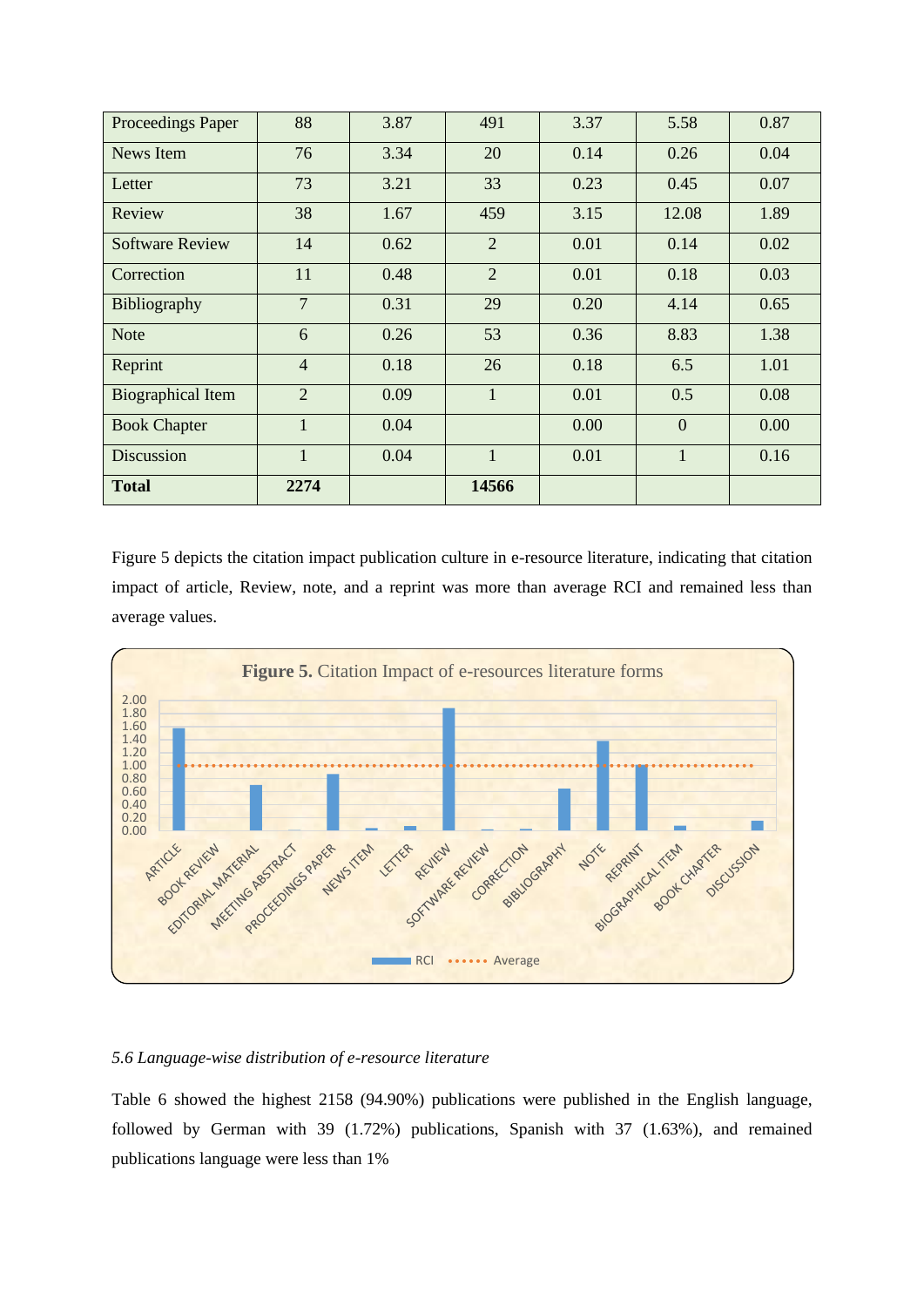| Proceedings Paper | 88 | 3.87 | 491 | 3.37 | 5.58 | 0.87 |
|---|---|---|---|---|---|---|
| News Item | 76 | 3.34 | 20 | 0.14 | 0.26 | 0.04 |
| Letter | 73 | 3.21 | 33 | 0.23 | 0.45 | 0.07 |
| Review | 38 | 1.67 | 459 | 3.15 | 12.08 | 1.89 |
| Software Review | 14 | 0.62 | 2 | 0.01 | 0.14 | 0.02 |
| Correction | 11 | 0.48 | 2 | 0.01 | 0.18 | 0.03 |
| Bibliography | 7 | 0.31 | 29 | 0.20 | 4.14 | 0.65 |
| Note | 6 | 0.26 | 53 | 0.36 | 8.83 | 1.38 |
| Reprint | 4 | 0.18 | 26 | 0.18 | 6.5 | 1.01 |
| Biographical Item | 2 | 0.09 | 1 | 0.01 | 0.5 | 0.08 |
| Book Chapter | 1 | 0.04 | | 0.00 | 0 | 0.00 |
| Discussion | 1 | 0.04 | 1 | 0.01 | 1 | 0.16 |
| **Total** | **2274** | | **14566** | | | |

Figure 5 depicts the citation impact publication culture in e-resource literature, indicating that citation impact of article, Review, note, and a reprint was more than average RCI and remained less than average values.

**Figure 5.** Citation Impact of e-resources literature forms

*5.6 Language-wise distribution of e-resource literature*

Table 6 showed the highest 2158 (94.90%) publications were published in the English language, followed by German with 39 (1.72%) publications, Spanish with 37 (1.63%), and remained publications language were less than 1%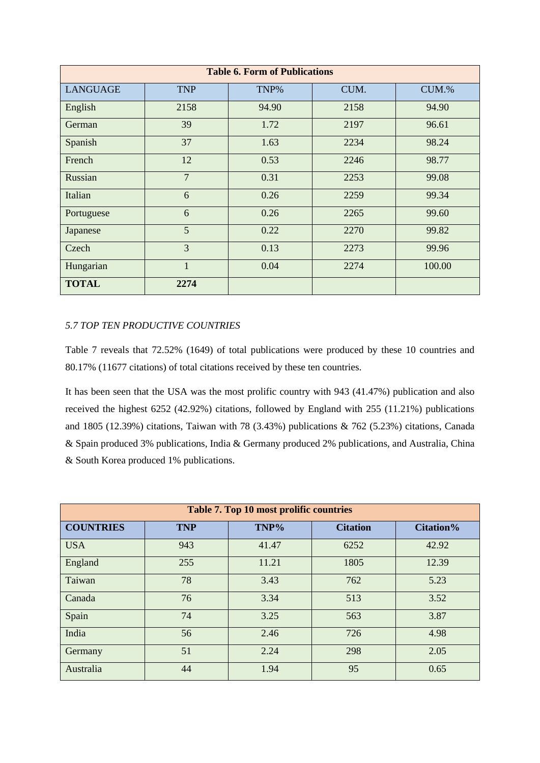| Table 6. Form of Publications | | | | |
|---|---|---|---|---|
| LANGUAGE | TNP | TNP% | CUM. | CUM.% |
| English | 2158 | 94.90 | 2158 | 94.90 |
| German | 39 | 1.72 | 2197 | 96.61 |
| Spanish | 37 | 1.63 | 2234 | 98.24 |
| French | 12 | 0.53 | 2246 | 98.77 |
| Russian | 7 | 0.31 | 2253 | 99.08 |
| Italian | 6 | 0.26 | 2259 | 99.34 |
| Portuguese | 6 | 0.26 | 2265 | 99.60 |
| Japanese | 5 | 0.22 | 2270 | 99.82 |
| Czech | 3 | 0.13 | 2273 | 99.96 |
| Hungarian | 1 | 0.04 | 2274 | 100.00 |
| **TOTAL** | **2274** | | | |

*5.7 TOP TEN PRODUCTIVE COUNTRIES*

Table 7 reveals that 72.52% (1649) of total publications were produced by these 10 countries and 80.17% (11677 citations) of total citations received by these ten countries.

It has been seen that the USA was the most prolific country with 943 (41.47%) publication and also received the highest 6252 (42.92%) citations, followed by England with 255 (11.21%) publications and 1805 (12.39%) citations, Taiwan with 78 (3.43%) publications & 762 (5.23%) citations, Canada & Spain produced 3% publications, India & Germany produced 2% publications, and Australia, China & South Korea produced 1% publications.

| Table 7. Top 10 most prolific countries | | | | |
|---|---|---|---|---|
| **COUNTRIES** | **TNP** | **TNP%** | **Citation** | **Citation%** |
| USA | 943 | 41.47 | 6252 | 42.92 |
| England | 255 | 11.21 | 1805 | 12.39 |
| Taiwan | 78 | 3.43 | 762 | 5.23 |
| Canada | 76 | 3.34 | 513 | 3.52 |
| Spain | 74 | 3.25 | 563 | 3.87 |
| India | 56 | 2.46 | 726 | 4.98 |
| Germany | 51 | 2.24 | 298 | 2.05 |
| Australia | 44 | 1.94 | 95 | 0.65 |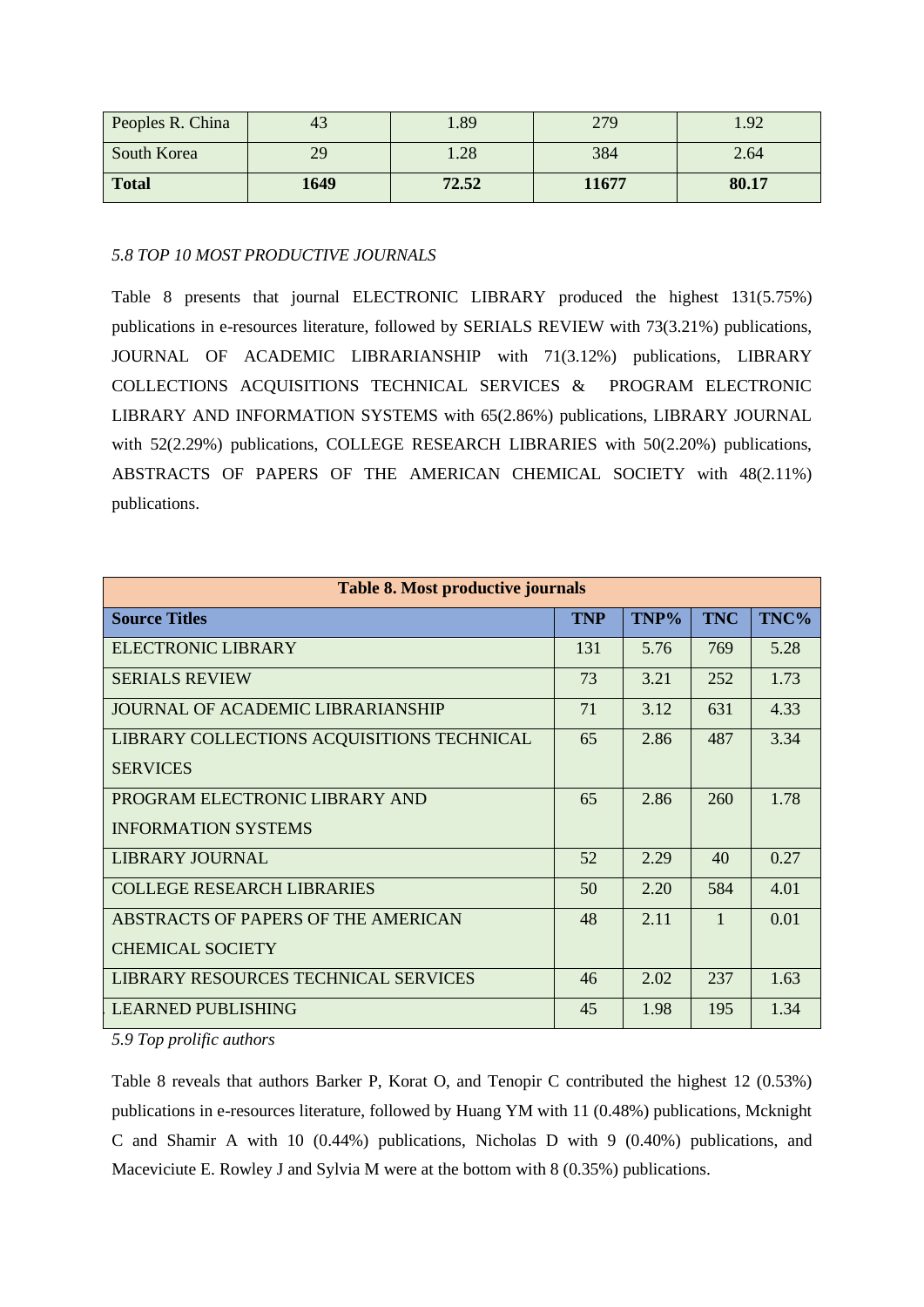| Peoples R. China | 43 | 1.89 | 279 | 1.92 |
|---|---|---|---|---|
| South Korea | 29 | 1.28 | 384 | 2.64 |
| **Total** | **1649** | **72.52** | **11677** | **80.17** |

*5.8 TOP 10 MOST PRODUCTIVE JOURNALS*

Table 8 presents that journal ELECTRONIC LIBRARY produced the highest 131(5.75%) publications in e-resources literature, followed by SERIALS REVIEW with 73(3.21%) publications, JOURNAL OF ACADEMIC LIBRARIANSHIP with 71(3.12%) publications, LIBRARY COLLECTIONS ACQUISITIONS TECHNICAL SERVICES & PROGRAM ELECTRONIC LIBRARY AND INFORMATION SYSTEMS with 65(2.86%) publications, LIBRARY JOURNAL with 52(2.29%) publications, COLLEGE RESEARCH LIBRARIES with 50(2.20%) publications, ABSTRACTS OF PAPERS OF THE AMERICAN CHEMICAL SOCIETY with 48(2.11%) publications.

**Table 8. Most productive journals**

| **Source Titles** | **TNP** | **TNP%** | **TNC** | **TNC%** |
|---|---|---|---|---|
| ELECTRONIC LIBRARY | 131 | 5.76 | 769 | 5.28 |
| SERIALS REVIEW | 73 | 3.21 | 252 | 1.73 |
| JOURNAL OF ACADEMIC LIBRARIANSHIP | 71 | 3.12 | 631 | 4.33 |
| LIBRARY COLLECTIONS ACQUISITIONS TECHNICAL SERVICES | 65 | 2.86 | 487 | 3.34 |
| PROGRAM ELECTRONIC LIBRARY AND INFORMATION SYSTEMS | 65 | 2.86 | 260 | 1.78 |
| LIBRARY JOURNAL | 52 | 2.29 | 40 | 0.27 |
| COLLEGE RESEARCH LIBRARIES | 50 | 2.20 | 584 | 4.01 |
| ABSTRACTS OF PAPERS OF THE AMERICAN CHEMICAL SOCIETY | 48 | 2.11 | 1 | 0.01 |
| LIBRARY RESOURCES TECHNICAL SERVICES | 46 | 2.02 | 237 | 1.63 |
| LEARNED PUBLISHING | 45 | 1.98 | 195 | 1.34 |

*5.9 Top prolific authors*

Table 8 reveals that authors Barker P, Korat O, and Tenopir C contributed the highest 12 (0.53%) publications in e-resources literature, followed by Huang YM with 11 (0.48%) publications, Mcknight C and Shamir A with 10 (0.44%) publications, Nicholas D with 9 (0.40%) publications, and Maceviciute E. Rowley J and Sylvia M were at the bottom with 8 (0.35%) publications.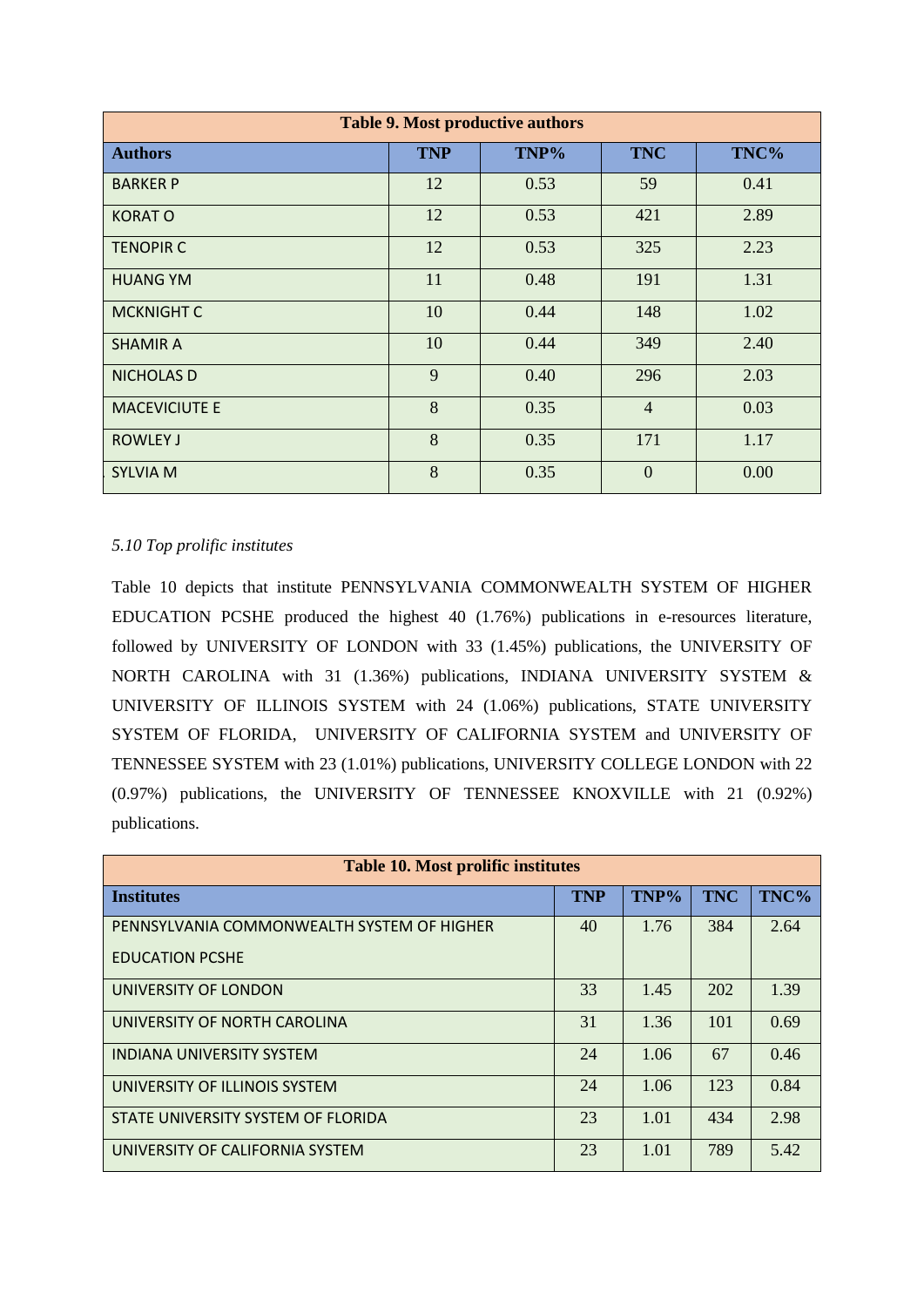| Table 9. Most productive authors | | | | |
|---|---|---|---|---|
| **Authors** | **TNP** | **TNP%** | **TNC** | **TNC%** |
| BARKER P | 12 | 0.53 | 59 | 0.41 |
| KORAT O | 12 | 0.53 | 421 | 2.89 |
| TENOPIR C | 12 | 0.53 | 325 | 2.23 |
| HUANG YM | 11 | 0.48 | 191 | 1.31 |
| MCKNIGHT C | 10 | 0.44 | 148 | 1.02 |
| SHAMIR A | 10 | 0.44 | 349 | 2.40 |
| NICHOLAS D | 9 | 0.40 | 296 | 2.03 |
| MACEVICIUTE E | 8 | 0.35 | 4 | 0.03 |
| ROWLEY J | 8 | 0.35 | 171 | 1.17 |
| SYLVIA M | 8 | 0.35 | 0 | 0.00 |

*5.10 Top prolific institutes*

Table 10 depicts that institute PENNSYLVANIA COMMONWEALTH SYSTEM OF HIGHER EDUCATION PCSHE produced the highest 40 (1.76%) publications in e-resources literature, followed by UNIVERSITY OF LONDON with 33 (1.45%) publications, the UNIVERSITY OF NORTH CAROLINA with 31 (1.36%) publications, INDIANA UNIVERSITY SYSTEM & UNIVERSITY OF ILLINOIS SYSTEM with 24 (1.06%) publications, STATE UNIVERSITY SYSTEM OF FLORIDA, UNIVERSITY OF CALIFORNIA SYSTEM and UNIVERSITY OF TENNESSEE SYSTEM with 23 (1.01%) publications, UNIVERSITY COLLEGE LONDON with 22 (0.97%) publications, the UNIVERSITY OF TENNESSEE KNOXVILLE with 21 (0.92%) publications.

| Table 10. Most prolific institutes | | | | |
|---|---|---|---|---|
| **Institutes** | **TNP** | **TNP%** | **TNC** | **TNC%** |
| PENNSYLVANIA COMMONWEALTH SYSTEM OF HIGHER EDUCATION PCSHE | 40 | 1.76 | 384 | 2.64 |
| UNIVERSITY OF LONDON | 33 | 1.45 | 202 | 1.39 |
| UNIVERSITY OF NORTH CAROLINA | 31 | 1.36 | 101 | 0.69 |
| INDIANA UNIVERSITY SYSTEM | 24 | 1.06 | 67 | 0.46 |
| UNIVERSITY OF ILLINOIS SYSTEM | 24 | 1.06 | 123 | 0.84 |
| STATE UNIVERSITY SYSTEM OF FLORIDA | 23 | 1.01 | 434 | 2.98 |
| UNIVERSITY OF CALIFORNIA SYSTEM | 23 | 1.01 | 789 | 5.42 |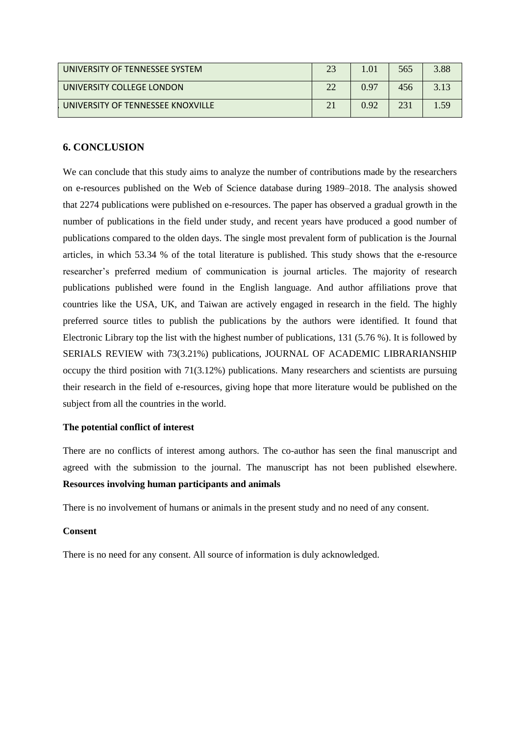| UNIVERSITY OF TENNESSEE SYSTEM | 23 | 1.01 | 565 | 3.88 |
|---|---|---|---|---|
| UNIVERSITY COLLEGE LONDON | 22 | 0.97 | 456 | 3.13 |
| UNIVERSITY OF TENNESSEE KNOXVILLE | 21 | 0.92 | 231 | 1.59 |

## 6. CONCLUSION

We can conclude that this study aims to analyze the number of contributions made by the researchers on e-resources published on the Web of Science database during 1989–2018. The analysis showed that 2274 publications were published on e-resources. The paper has observed a gradual growth in the number of publications in the field under study, and recent years have produced a good number of publications compared to the olden days. The single most prevalent form of publication is the Journal articles, in which 53.34 % of the total literature is published. This study shows that the e-resource researcher's preferred medium of communication is journal articles. The majority of research publications published were found in the English language. And author affiliations prove that countries like the USA, UK, and Taiwan are actively engaged in research in the field. The highly preferred source titles to publish the publications by the authors were identified. It found that Electronic Library top the list with the highest number of publications, 131 (5.76 %). It is followed by SERIALS REVIEW with 73(3.21%) publications, JOURNAL OF ACADEMIC LIBRARIANSHIP occupy the third position with 71(3.12%) publications. Many researchers and scientists are pursuing their research in the field of e-resources, giving hope that more literature would be published on the subject from all the countries in the world.

**The potential conflict of interest**

There are no conflicts of interest among authors. The co-author has seen the final manuscript and agreed with the submission to the journal. The manuscript has not been published elsewhere.

**Resources involving human participants and animals**

There is no involvement of humans or animals in the present study and no need of any consent.

**Consent**

There is no need for any consent. All source of information is duly acknowledged.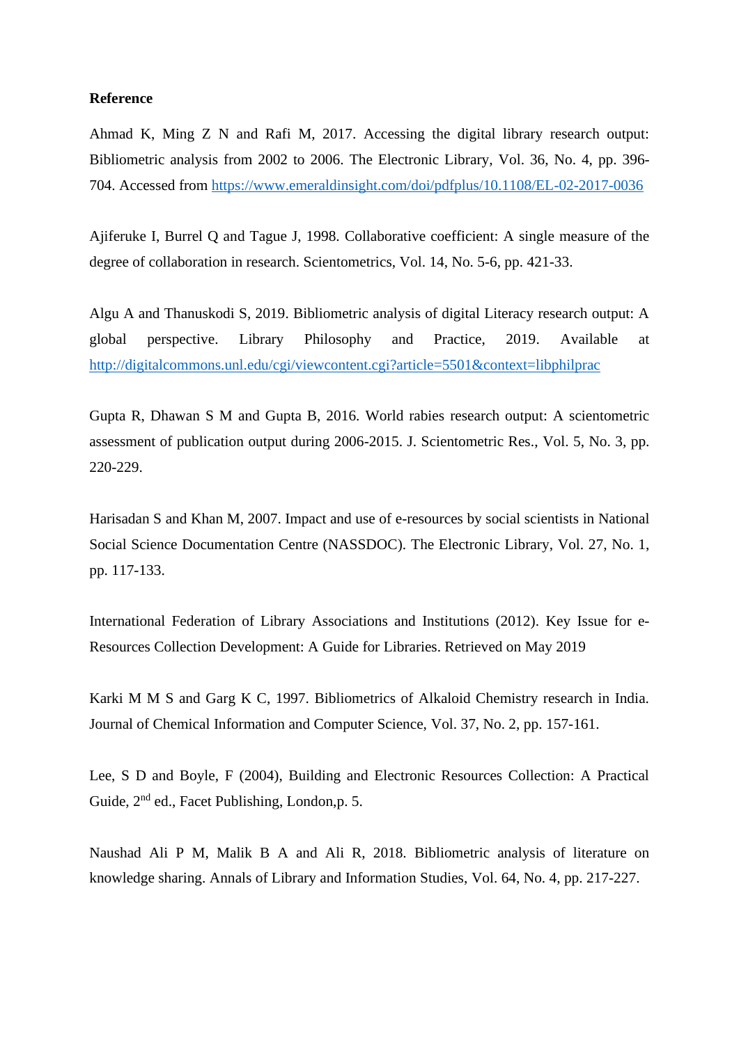**Reference**

Ahmad K, Ming Z N and Rafi M, 2017. Accessing the digital library research output: Bibliometric analysis from 2002 to 2006. The Electronic Library, Vol. 36, No. 4, pp. 396-704. Accessed from https://www.emeraldinsight.com/doi/pdfplus/10.1108/EL-02-2017-0036

Ajiferuke I, Burrel Q and Tague J, 1998. Collaborative coefficient: A single measure of the degree of collaboration in research. Scientometrics, Vol. 14, No. 5-6, pp. 421-33.

Algu A and Thanuskodi S, 2019. Bibliometric analysis of digital Literacy research output: A global perspective. Library Philosophy and Practice, 2019. Available at http://digitalcommons.unl.edu/cgi/viewcontent.cgi?article=5501&context=libphilprac

Gupta R, Dhawan S M and Gupta B, 2016. World rabies research output: A scientometric assessment of publication output during 2006-2015. J. Scientometric Res., Vol. 5, No. 3, pp. 220-229.

Harisadan S and Khan M, 2007. Impact and use of e-resources by social scientists in National Social Science Documentation Centre (NASSDOC). The Electronic Library, Vol. 27, No. 1, pp. 117-133.

International Federation of Library Associations and Institutions (2012). Key Issue for e-Resources Collection Development: A Guide for Libraries. Retrieved on May 2019

Karki M M S and Garg K C, 1997. Bibliometrics of Alkaloid Chemistry research in India. Journal of Chemical Information and Computer Science, Vol. 37, No. 2, pp. 157-161.

Lee, S D and Boyle, F (2004), Building and Electronic Resources Collection: A Practical Guide, 2nd ed., Facet Publishing, London,p. 5.

Naushad Ali P M, Malik B A and Ali R, 2018. Bibliometric analysis of literature on knowledge sharing. Annals of Library and Information Studies, Vol. 64, No. 4, pp. 217-227.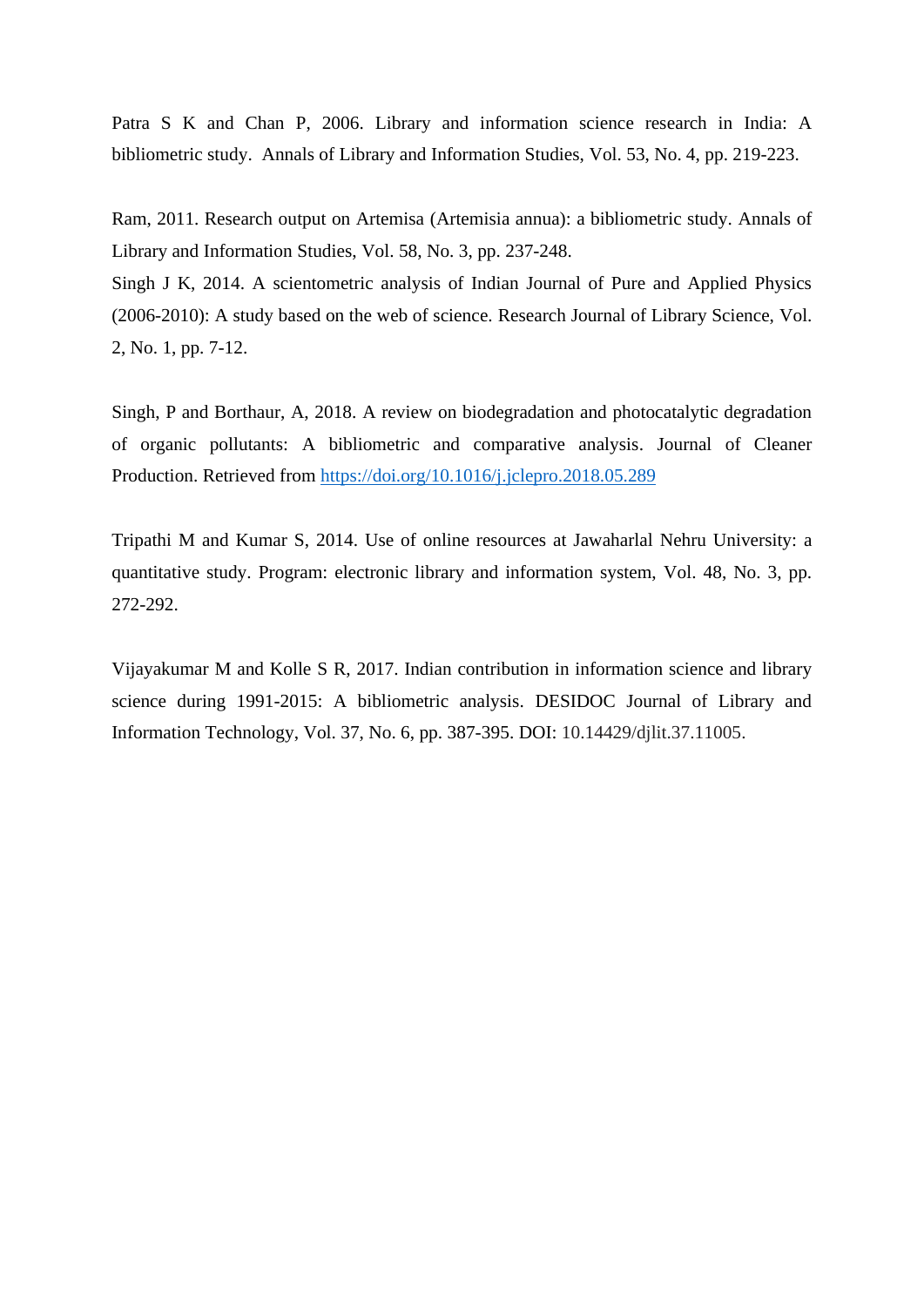Patra S K and Chan P, 2006. Library and information science research in India: A bibliometric study. Annals of Library and Information Studies, Vol. 53, No. 4, pp. 219-223.

Ram, 2011. Research output on Artemisa (Artemisia annua): a bibliometric study. Annals of Library and Information Studies, Vol. 58, No. 3, pp. 237-248.

Singh J K, 2014. A scientometric analysis of Indian Journal of Pure and Applied Physics (2006-2010): A study based on the web of science. Research Journal of Library Science, Vol. 2, No. 1, pp. 7-12.

Singh, P and Borthaur, A, 2018. A review on biodegradation and photocatalytic degradation of organic pollutants: A bibliometric and comparative analysis. Journal of Cleaner Production. Retrieved from https://doi.org/10.1016/j.jclepro.2018.05.289

Tripathi M and Kumar S, 2014. Use of online resources at Jawaharlal Nehru University: a quantitative study. Program: electronic library and information system, Vol. 48, No. 3, pp. 272-292.

Vijayakumar M and Kolle S R, 2017. Indian contribution in information science and library science during 1991-2015: A bibliometric analysis. DESIDOC Journal of Library and Information Technology, Vol. 37, No. 6, pp. 387-395. DOI: 10.14429/djlit.37.11005.